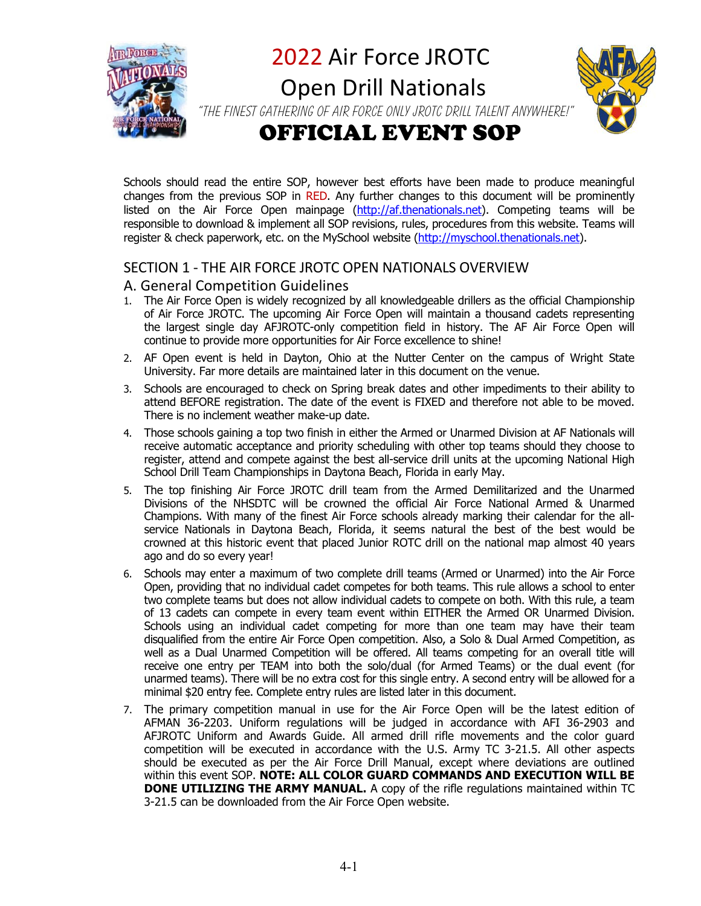# 2022 Air Force JROTC Open Drill Nationals

"THE FINEST GATHERING OF AIR FORCE ONLY JROTC DRILL TALENT ANYWHERE!"

# OFFICIAL EVENT SOP

Schools should read the entire SOP, however best efforts have been made to produce meaningful changes from the previous SOP in RED. Any further changes to this document will be prominently listed on the Air Force Open mainpage (http://af.thenationals.net). Competing teams will be responsible to download & implement all SOP revisions, rules, procedures from this website. Teams will register & check paperwork, etc. on the MySchool website (http://myschool.thenationals.net).

## SECTION 1 - THE AIR FORCE JROTC OPEN NATIONALS OVERVIEW

### A. General Competition Guidelines

1. The Air Force Open is widely recognized by all knowledgeable drillers as the official Championship of Air Force JROTC. The upcoming Air Force Open will maintain a thousand cadets representing the largest single day AFJROTC-only competition field in history. The AF Air Force Open will continue to provide more opportunities for Air Force excellence to shine!
2. AF Open event is held in Dayton, Ohio at the Nutter Center on the campus of Wright State University. Far more details are maintained later in this document on the venue.
3. Schools are encouraged to check on Spring break dates and other impediments to their ability to attend BEFORE registration. The date of the event is FIXED and therefore not able to be moved. There is no inclement weather make-up date.
4. Those schools gaining a top two finish in either the Armed or Unarmed Division at AF Nationals will receive automatic acceptance and priority scheduling with other top teams should they choose to register, attend and compete against the best all-service drill units at the upcoming National High School Drill Team Championships in Daytona Beach, Florida in early May.
5. The top finishing Air Force JROTC drill team from the Armed Demilitarized and the Unarmed Divisions of the NHSDTC will be crowned the official Air Force National Armed & Unarmed Champions. With many of the finest Air Force schools already marking their calendar for the all-service Nationals in Daytona Beach, Florida, it seems natural the best of the best would be crowned at this historic event that placed Junior ROTC drill on the national map almost 40 years ago and do so every year!
6. Schools may enter a maximum of two complete drill teams (Armed or Unarmed) into the Air Force Open, providing that no individual cadet competes for both teams. This rule allows a school to enter two complete teams but does not allow individual cadets to compete on both. With this rule, a team of 13 cadets can compete in every team event within EITHER the Armed OR Unarmed Division. Schools using an individual cadet competing for more than one team may have their team disqualified from the entire Air Force Open competition. Also, a Solo & Dual Armed Competition, as well as a Dual Unarmed Competition will be offered. All teams competing for an overall title will receive one entry per TEAM into both the solo/dual (for Armed Teams) or the dual event (for unarmed teams). There will be no extra cost for this single entry. A second entry will be allowed for a minimal $20 entry fee. Complete entry rules are listed later in this document.
7. The primary competition manual in use for the Air Force Open will be the latest edition of AFMAN 36-2203. Uniform regulations will be judged in accordance with AFI 36-2903 and AFJROTC Uniform and Awards Guide. All armed drill rifle movements and the color guard competition will be executed in accordance with the U.S. Army TC 3-21.5. All other aspects should be executed as per the Air Force Drill Manual, except where deviations are outlined within this event SOP. **NOTE: ALL COLOR GUARD COMMANDS AND EXECUTION WILL BE DONE UTILIZING THE ARMY MANUAL.** A copy of the rifle regulations maintained within TC 3-21.5 can be downloaded from the Air Force Open website.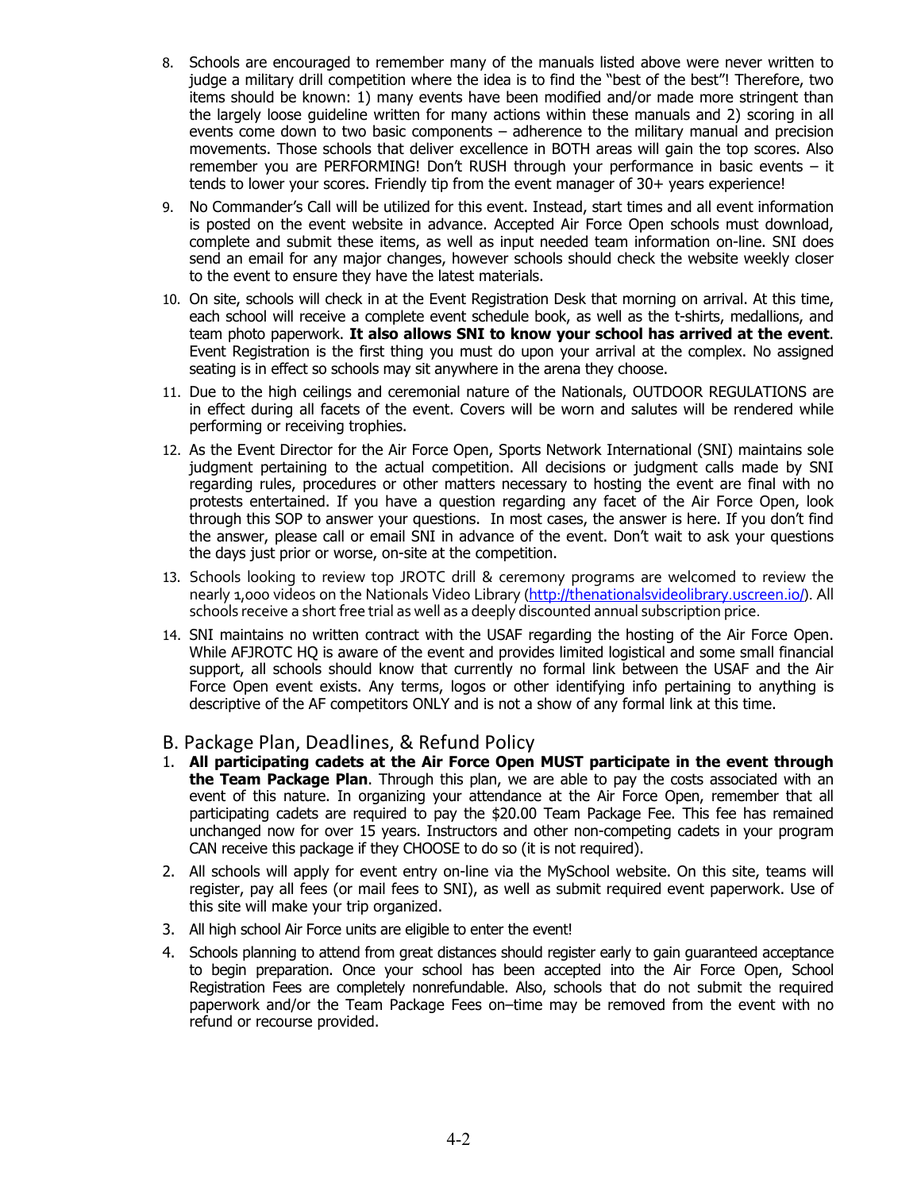8. Schools are encouraged to remember many of the manuals listed above were never written to judge a military drill competition where the idea is to find the "best of the best"! Therefore, two items should be known: 1) many events have been modified and/or made more stringent than the largely loose guideline written for many actions within these manuals and 2) scoring in all events come down to two basic components – adherence to the military manual and precision movements. Those schools that deliver excellence in BOTH areas will gain the top scores. Also remember you are PERFORMING! Don't RUSH through your performance in basic events – it tends to lower your scores. Friendly tip from the event manager of 30+ years experience!
9. No Commander's Call will be utilized for this event. Instead, start times and all event information is posted on the event website in advance. Accepted Air Force Open schools must download, complete and submit these items, as well as input needed team information on-line. SNI does send an email for any major changes, however schools should check the website weekly closer to the event to ensure they have the latest materials.
10. On site, schools will check in at the Event Registration Desk that morning on arrival. At this time, each school will receive a complete event schedule book, as well as the t-shirts, medallions, and team photo paperwork. **It also allows SNI to know your school has arrived at the event**. Event Registration is the first thing you must do upon your arrival at the complex. No assigned seating is in effect so schools may sit anywhere in the arena they choose.
11. Due to the high ceilings and ceremonial nature of the Nationals, OUTDOOR REGULATIONS are in effect during all facets of the event. Covers will be worn and salutes will be rendered while performing or receiving trophies.
12. As the Event Director for the Air Force Open, Sports Network International (SNI) maintains sole judgment pertaining to the actual competition. All decisions or judgment calls made by SNI regarding rules, procedures or other matters necessary to hosting the event are final with no protests entertained. If you have a question regarding any facet of the Air Force Open, look through this SOP to answer your questions. In most cases, the answer is here. If you don't find the answer, please call or email SNI in advance of the event. Don't wait to ask your questions the days just prior or worse, on-site at the competition.
13. Schools looking to review top JROTC drill & ceremony programs are welcomed to review the nearly 1,000 videos on the Nationals Video Library (http://thenationalsvideolibrary.uscreen.io/). All schools receive a short free trial as well as a deeply discounted annual subscription price.
14. SNI maintains no written contract with the USAF regarding the hosting of the Air Force Open. While AFJROTC HQ is aware of the event and provides limited logistical and some small financial support, all schools should know that currently no formal link between the USAF and the Air Force Open event exists. Any terms, logos or other identifying info pertaining to anything is descriptive of the AF competitors ONLY and is not a show of any formal link at this time.

## B. Package Plan, Deadlines, & Refund Policy

1. **All participating cadets at the Air Force Open MUST participate in the event through the Team Package Plan**. Through this plan, we are able to pay the costs associated with an event of this nature. In organizing your attendance at the Air Force Open, remember that all participating cadets are required to pay the $20.00 Team Package Fee. This fee has remained unchanged now for over 15 years. Instructors and other non-competing cadets in your program CAN receive this package if they CHOOSE to do so (it is not required).
2. All schools will apply for event entry on-line via the MySchool website. On this site, teams will register, pay all fees (or mail fees to SNI), as well as submit required event paperwork. Use of this site will make your trip organized.
3. All high school Air Force units are eligible to enter the event!
4. Schools planning to attend from great distances should register early to gain guaranteed acceptance to begin preparation. Once your school has been accepted into the Air Force Open, School Registration Fees are completely nonrefundable. Also, schools that do not submit the required paperwork and/or the Team Package Fees on–time may be removed from the event with no refund or recourse provided.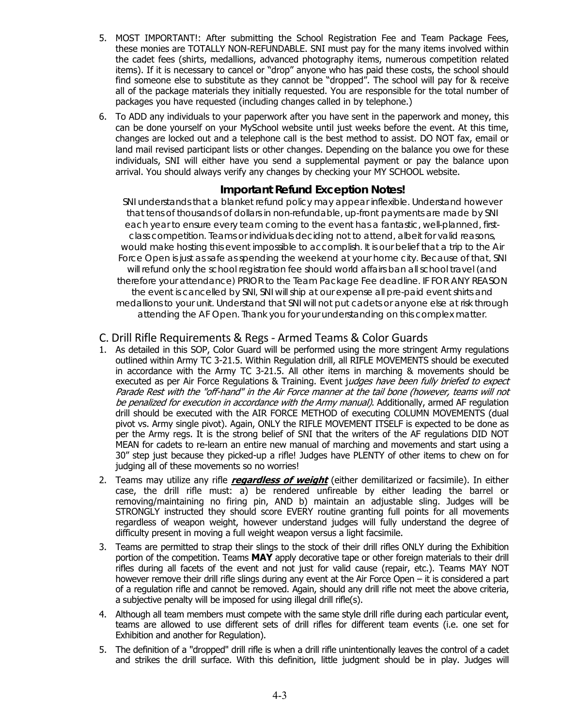5. MOST IMPORTANT!: After submitting the School Registration Fee and Team Package Fees, these monies are TOTALLY NON-REFUNDABLE. SNI must pay for the many items involved within the cadet fees (shirts, medallions, advanced photography items, numerous competition related items). If it is necessary to cancel or "drop" anyone who has paid these costs, the school should find someone else to substitute as they cannot be "dropped". The school will pay for & receive all of the package materials they initially requested. You are responsible for the total number of packages you have requested (including changes called in by telephone.)

6. To ADD any individuals to your paperwork after you have sent in the paperwork and money, this can be done yourself on your MySchool website until just weeks before the event. At this time, changes are locked out and a telephone call is the best method to assist. DO NOT fax, email or land mail revised participant lists or other changes. Depending on the balance you owe for these individuals, SNI will either have you send a supplemental payment or pay the balance upon arrival. You should always verify any changes by checking your MY SCHOOL website.

### Important Refund Exception Notes!

SNI understands that a blanket refund policy may appear inflexible. Understand however that tens of thousands of dollars in non-refundable, up-front payments are made by SNI each year to ensure every team coming to the event has a fantastic, well-planned, first-class competition. Teams or individuals deciding not to attend, albeit for valid reasons, would make hosting this event impossible to accomplish. It is our belief that a trip to the Air Force Open is just as safe as spending the weekend at your home city. Because of that, SNI will refund only the school registration fee should world affairs ban all school travel (and therefore your attendance) PRIOR to the Team Package Fee deadline. IF FOR ANY REASON the event is cancelled by SNI, SNI will ship at our expense all pre-paid event shirts and medallions to your unit. Understand that SNI will not put cadets or anyone else at risk through attending the AF Open. Thank you for your understanding on this complex matter.

## C. Drill Rifle Requirements & Regs - Armed Teams & Color Guards

1. As detailed in this SOP, Color Guard will be performed using the more stringent Army regulations outlined within Army TC 3-21.5. Within Regulation drill, all RIFLE MOVEMENTS should be executed in accordance with the Army TC 3-21.5. All other items in marching & movements should be executed as per Air Force Regulations & Training. Event j*udges have been fully briefed to expect Parade Rest with the "off-hand" in the Air Force manner at the tail bone (however, teams will not be penalized for execution in accordance with the Army manual).* Additionally, armed AF regulation drill should be executed with the AIR FORCE METHOD of executing COLUMN MOVEMENTS (dual pivot vs. Army single pivot). Again, ONLY the RIFLE MOVEMENT ITSELF is expected to be done as per the Army regs. It is the strong belief of SNI that the writers of the AF regulations DID NOT MEAN for cadets to re-learn an entire new manual of marching and movements and start using a 30" step just because they picked-up a rifle! Judges have PLENTY of other items to chew on for judging all of these movements so no worries!

2. Teams may utilize any rifle ***regardless of weight*** (either demilitarized or facsimile). In either case, the drill rifle must: a) be rendered unfireable by either leading the barrel or removing/maintaining no firing pin, AND b) maintain an adjustable sling. Judges will be STRONGLY instructed they should score EVERY routine granting full points for all movements regardless of weapon weight, however understand judges will fully understand the degree of difficulty present in moving a full weight weapon versus a light facsimile.

3. Teams are permitted to strap their slings to the stock of their drill rifles ONLY during the Exhibition portion of the competition. Teams **MAY** apply decorative tape or other foreign materials to their drill rifles during all facets of the event and not just for valid cause (repair, etc.). Teams MAY NOT however remove their drill rifle slings during any event at the Air Force Open – it is considered a part of a regulation rifle and cannot be removed. Again, should any drill rifle not meet the above criteria, a subjective penalty will be imposed for using illegal drill rifle(s).

4. Although all team members must compete with the same style drill rifle during each particular event, teams are allowed to use different sets of drill rifles for different team events (i.e. one set for Exhibition and another for Regulation).

5. The definition of a "dropped" drill rifle is when a drill rifle unintentionally leaves the control of a cadet and strikes the drill surface. With this definition, little judgment should be in play. Judges will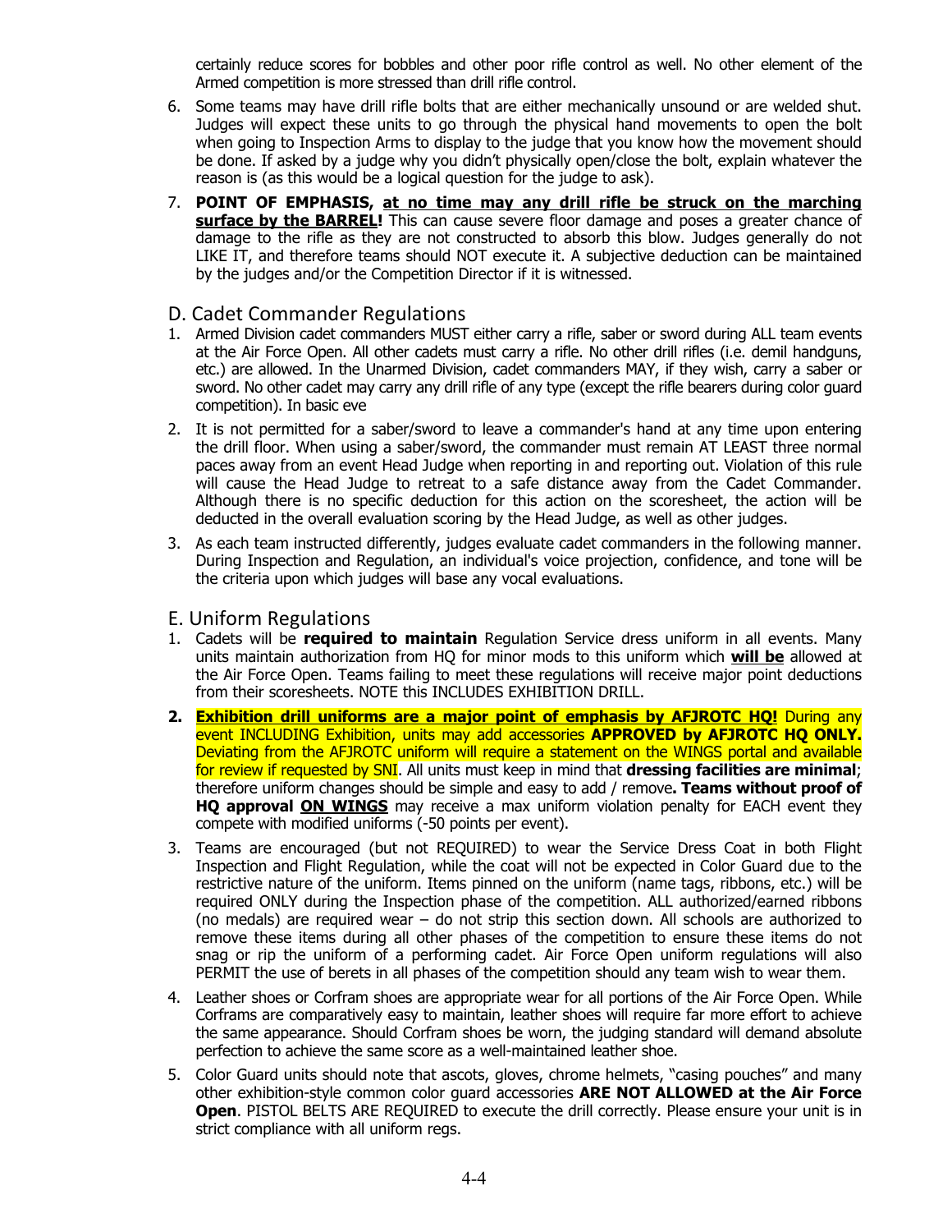certainly reduce scores for bobbles and other poor rifle control as well. No other element of the Armed competition is more stressed than drill rifle control.

6. Some teams may have drill rifle bolts that are either mechanically unsound or are welded shut. Judges will expect these units to go through the physical hand movements to open the bolt when going to Inspection Arms to display to the judge that you know how the movement should be done. If asked by a judge why you didn't physically open/close the bolt, explain whatever the reason is (as this would be a logical question for the judge to ask).
7. **POINT OF EMPHASIS, <u>at no time may any drill rifle be struck on the marching surface by the BARREL</u>!** This can cause severe floor damage and poses a greater chance of damage to the rifle as they are not constructed to absorb this blow. Judges generally do not LIKE IT, and therefore teams should NOT execute it. A subjective deduction can be maintained by the judges and/or the Competition Director if it is witnessed.

## D. Cadet Commander Regulations

1. Armed Division cadet commanders MUST either carry a rifle, saber or sword during ALL team events at the Air Force Open. All other cadets must carry a rifle. No other drill rifles (i.e. demil handguns, etc.) are allowed. In the Unarmed Division, cadet commanders MAY, if they wish, carry a saber or sword. No other cadet may carry any drill rifle of any type (except the rifle bearers during color guard competition). In basic eve
2. It is not permitted for a saber/sword to leave a commander's hand at any time upon entering the drill floor. When using a saber/sword, the commander must remain AT LEAST three normal paces away from an event Head Judge when reporting in and reporting out. Violation of this rule will cause the Head Judge to retreat to a safe distance away from the Cadet Commander. Although there is no specific deduction for this action on the scoresheet, the action will be deducted in the overall evaluation scoring by the Head Judge, as well as other judges.
3. As each team instructed differently, judges evaluate cadet commanders in the following manner. During Inspection and Regulation, an individual's voice projection, confidence, and tone will be the criteria upon which judges will base any vocal evaluations.

## E. Uniform Regulations

1. Cadets will be **required to maintain** Regulation Service dress uniform in all events. Many units maintain authorization from HQ for minor mods to this uniform which **<u>will be</u>** allowed at the Air Force Open. Teams failing to meet these regulations will receive major point deductions from their scoresheets. NOTE this INCLUDES EXHIBITION DRILL.
2. **<u>Exhibition drill uniforms are a major point of emphasis by AFJROTC HQ!</u>** During any event INCLUDING Exhibition, units may add accessories **APPROVED by AFJROTC HQ ONLY.** Deviating from the AFJROTC uniform will require a statement on the WINGS portal and available for review if requested by SNI. All units must keep in mind that **dressing facilities are minimal**; therefore uniform changes should be simple and easy to add / remove**. Teams without proof of HQ approval <u>ON WINGS</u>** may receive a max uniform violation penalty for EACH event they compete with modified uniforms (-50 points per event).
3. Teams are encouraged (but not REQUIRED) to wear the Service Dress Coat in both Flight Inspection and Flight Regulation, while the coat will not be expected in Color Guard due to the restrictive nature of the uniform. Items pinned on the uniform (name tags, ribbons, etc.) will be required ONLY during the Inspection phase of the competition. ALL authorized/earned ribbons (no medals) are required wear – do not strip this section down. All schools are authorized to remove these items during all other phases of the competition to ensure these items do not snag or rip the uniform of a performing cadet. Air Force Open uniform regulations will also PERMIT the use of berets in all phases of the competition should any team wish to wear them.
4. Leather shoes or Corfram shoes are appropriate wear for all portions of the Air Force Open. While Corframs are comparatively easy to maintain, leather shoes will require far more effort to achieve the same appearance. Should Corfram shoes be worn, the judging standard will demand absolute perfection to achieve the same score as a well-maintained leather shoe.
5. Color Guard units should note that ascots, gloves, chrome helmets, "casing pouches" and many other exhibition-style common color guard accessories **ARE NOT ALLOWED at the Air Force Open**. PISTOL BELTS ARE REQUIRED to execute the drill correctly. Please ensure your unit is in strict compliance with all uniform regs.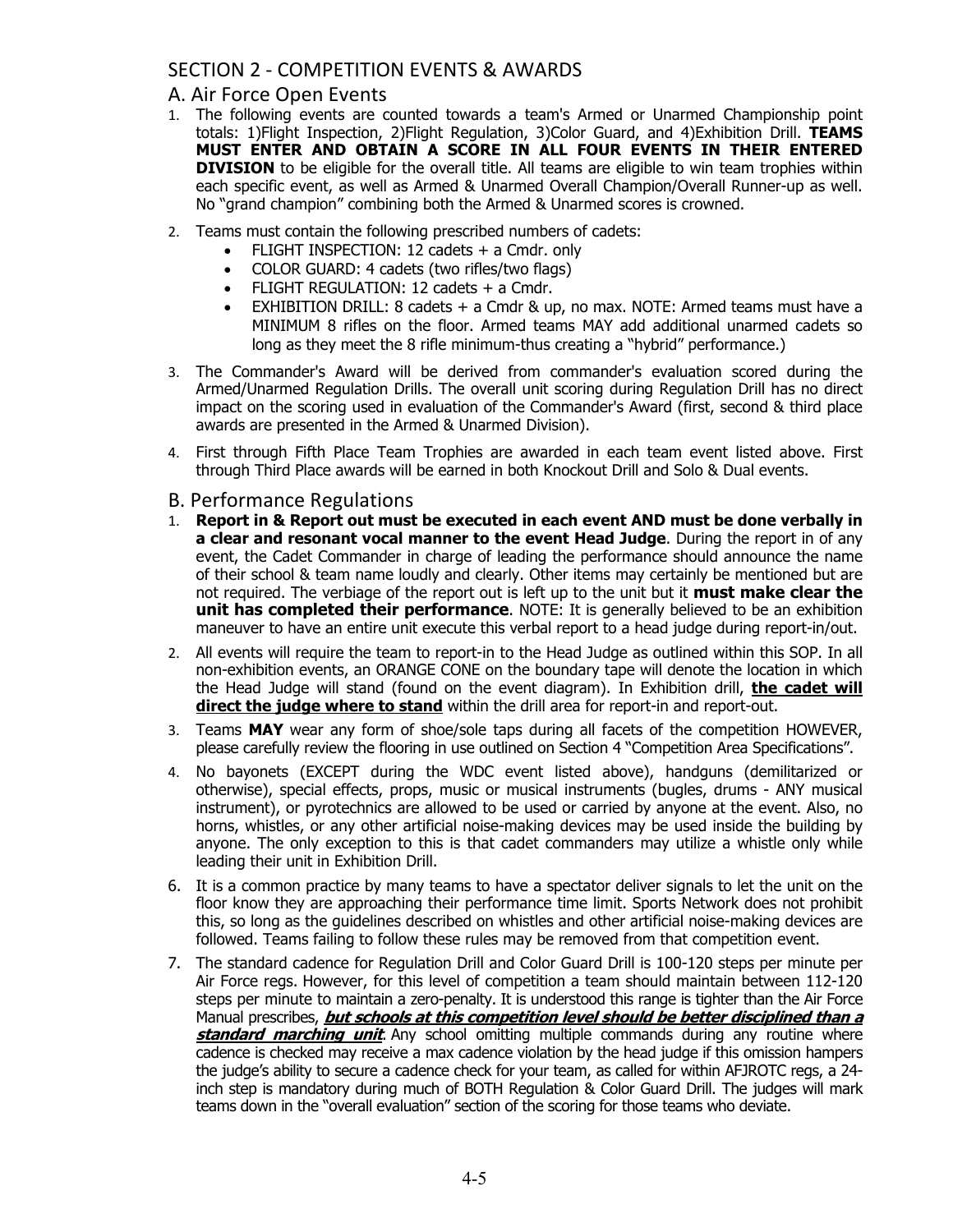## SECTION 2 - COMPETITION EVENTS & AWARDS

### A. Air Force Open Events

1. The following events are counted towards a team's Armed or Unarmed Championship point totals: 1)Flight Inspection, 2)Flight Regulation, 3)Color Guard, and 4)Exhibition Drill. **TEAMS MUST ENTER AND OBTAIN A SCORE IN ALL FOUR EVENTS IN THEIR ENTERED DIVISION** to be eligible for the overall title. All teams are eligible to win team trophies within each specific event, as well as Armed & Unarmed Overall Champion/Overall Runner-up as well. No "grand champion" combining both the Armed & Unarmed scores is crowned.
2. Teams must contain the following prescribed numbers of cadets:
   - FLIGHT INSPECTION: 12 cadets + a Cmdr. only
   - COLOR GUARD: 4 cadets (two rifles/two flags)
   - FLIGHT REGULATION: 12 cadets + a Cmdr.
   - EXHIBITION DRILL: 8 cadets + a Cmdr & up, no max. NOTE: Armed teams must have a MINIMUM 8 rifles on the floor. Armed teams MAY add additional unarmed cadets so long as they meet the 8 rifle minimum-thus creating a "hybrid" performance.)
3. The Commander's Award will be derived from commander's evaluation scored during the Armed/Unarmed Regulation Drills. The overall unit scoring during Regulation Drill has no direct impact on the scoring used in evaluation of the Commander's Award (first, second & third place awards are presented in the Armed & Unarmed Division).
4. First through Fifth Place Team Trophies are awarded in each team event listed above. First through Third Place awards will be earned in both Knockout Drill and Solo & Dual events.

### B. Performance Regulations

1. **Report in & Report out must be executed in each event AND must be done verbally in a clear and resonant vocal manner to the event Head Judge**. During the report in of any event, the Cadet Commander in charge of leading the performance should announce the name of their school & team name loudly and clearly. Other items may certainly be mentioned but are not required. The verbiage of the report out is left up to the unit but it **must make clear the unit has completed their performance**. NOTE: It is generally believed to be an exhibition maneuver to have an entire unit execute this verbal report to a head judge during report-in/out.
2. All events will require the team to report-in to the Head Judge as outlined within this SOP. In all non-exhibition events, an ORANGE CONE on the boundary tape will denote the location in which the Head Judge will stand (found on the event diagram). In Exhibition drill, **the cadet will direct the judge where to stand** within the drill area for report-in and report-out.
3. Teams **MAY** wear any form of shoe/sole taps during all facets of the competition HOWEVER, please carefully review the flooring in use outlined on Section 4 "Competition Area Specifications".
4. No bayonets (EXCEPT during the WDC event listed above), handguns (demilitarized or otherwise), special effects, props, music or musical instruments (bugles, drums - ANY musical instrument), or pyrotechnics are allowed to be used or carried by anyone at the event. Also, no horns, whistles, or any other artificial noise-making devices may be used inside the building by anyone. The only exception to this is that cadet commanders may utilize a whistle only while leading their unit in Exhibition Drill.
6. It is a common practice by many teams to have a spectator deliver signals to let the unit on the floor know they are approaching their performance time limit. Sports Network does not prohibit this, so long as the guidelines described on whistles and other artificial noise-making devices are followed. Teams failing to follow these rules may be removed from that competition event.
7. The standard cadence for Regulation Drill and Color Guard Drill is 100-120 steps per minute per Air Force regs. However, for this level of competition a team should maintain between 112-120 steps per minute to maintain a zero-penalty. It is understood this range is tighter than the Air Force Manual prescribes, ***but schools at this competition level should be better disciplined than a standard marching unit***. Any school omitting multiple commands during any routine where cadence is checked may receive a max cadence violation by the head judge if this omission hampers the judge's ability to secure a cadence check for your team, as called for within AFJROTC regs, a 24-inch step is mandatory during much of BOTH Regulation & Color Guard Drill. The judges will mark teams down in the "overall evaluation" section of the scoring for those teams who deviate.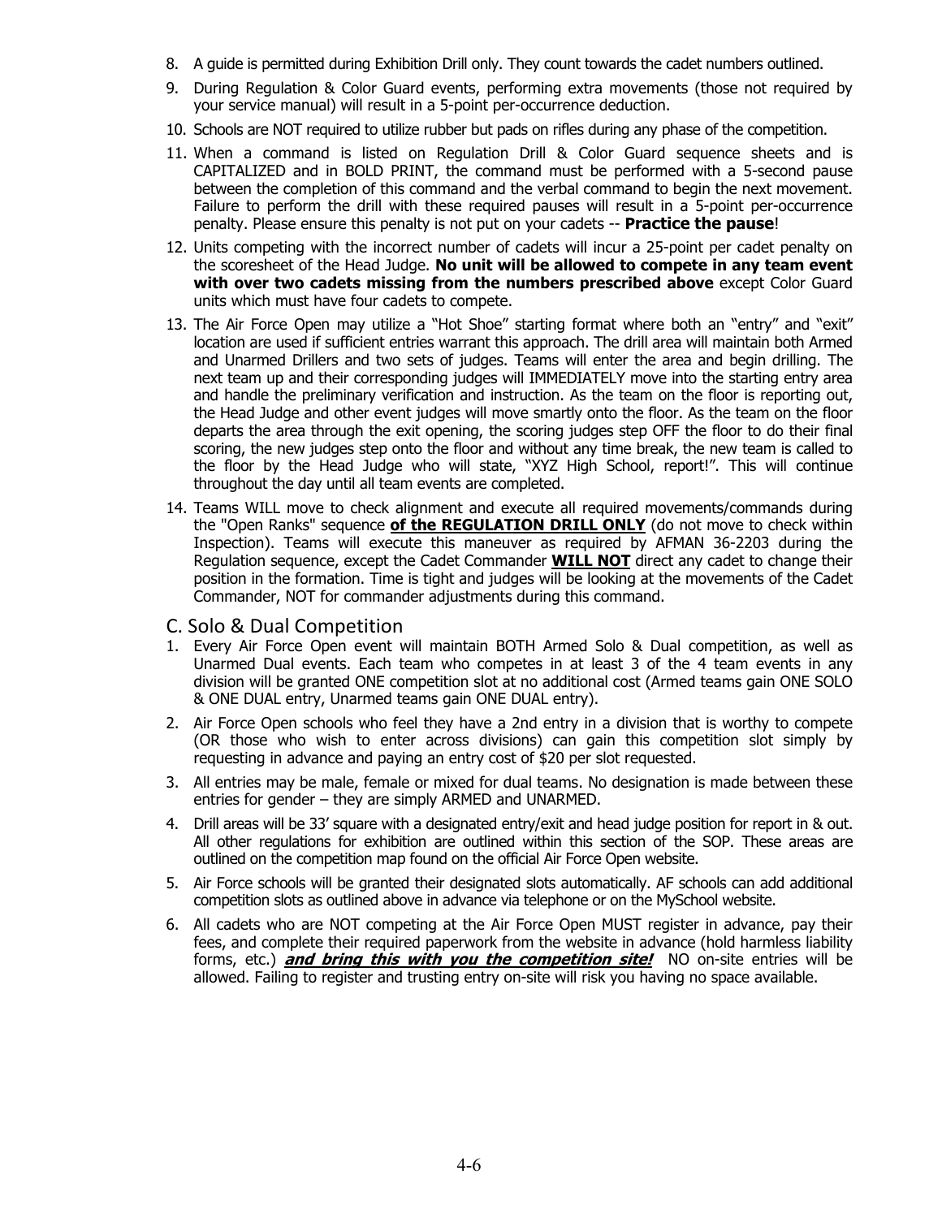8. A guide is permitted during Exhibition Drill only. They count towards the cadet numbers outlined.
9. During Regulation & Color Guard events, performing extra movements (those not required by your service manual) will result in a 5-point per-occurrence deduction.
10. Schools are NOT required to utilize rubber but pads on rifles during any phase of the competition.
11. When a command is listed on Regulation Drill & Color Guard sequence sheets and is CAPITALIZED and in BOLD PRINT, the command must be performed with a 5-second pause between the completion of this command and the verbal command to begin the next movement. Failure to perform the drill with these required pauses will result in a 5-point per-occurrence penalty. Please ensure this penalty is not put on your cadets -- **Practice the pause**!
12. Units competing with the incorrect number of cadets will incur a 25-point per cadet penalty on the scoresheet of the Head Judge. **No unit will be allowed to compete in any team event with over two cadets missing from the numbers prescribed above** except Color Guard units which must have four cadets to compete.
13. The Air Force Open may utilize a "Hot Shoe" starting format where both an "entry" and "exit" location are used if sufficient entries warrant this approach. The drill area will maintain both Armed and Unarmed Drillers and two sets of judges. Teams will enter the area and begin drilling. The next team up and their corresponding judges will IMMEDIATELY move into the starting entry area and handle the preliminary verification and instruction. As the team on the floor is reporting out, the Head Judge and other event judges will move smartly onto the floor. As the team on the floor departs the area through the exit opening, the scoring judges step OFF the floor to do their final scoring, the new judges step onto the floor and without any time break, the new team is called to the floor by the Head Judge who will state, "XYZ High School, report!". This will continue throughout the day until all team events are completed.
14. Teams WILL move to check alignment and execute all required movements/commands during the "Open Ranks" sequence **of the REGULATION DRILL ONLY** (do not move to check within Inspection). Teams will execute this maneuver as required by AFMAN 36-2203 during the Regulation sequence, except the Cadet Commander **WILL NOT** direct any cadet to change their position in the formation. Time is tight and judges will be looking at the movements of the Cadet Commander, NOT for commander adjustments during this command.

## C. Solo & Dual Competition

1. Every Air Force Open event will maintain BOTH Armed Solo & Dual competition, as well as Unarmed Dual events. Each team who competes in at least 3 of the 4 team events in any division will be granted ONE competition slot at no additional cost (Armed teams gain ONE SOLO & ONE DUAL entry, Unarmed teams gain ONE DUAL entry).
2. Air Force Open schools who feel they have a 2nd entry in a division that is worthy to compete (OR those who wish to enter across divisions) can gain this competition slot simply by requesting in advance and paying an entry cost of $20 per slot requested.
3. All entries may be male, female or mixed for dual teams. No designation is made between these entries for gender – they are simply ARMED and UNARMED.
4. Drill areas will be 33' square with a designated entry/exit and head judge position for report in & out. All other regulations for exhibition are outlined within this section of the SOP. These areas are outlined on the competition map found on the official Air Force Open website.
5. Air Force schools will be granted their designated slots automatically. AF schools can add additional competition slots as outlined above in advance via telephone or on the MySchool website.
6. All cadets who are NOT competing at the Air Force Open MUST register in advance, pay their fees, and complete their required paperwork from the website in advance (hold harmless liability forms, etc.) ***and bring this with you the competition site!*** NO on-site entries will be allowed. Failing to register and trusting entry on-site will risk you having no space available.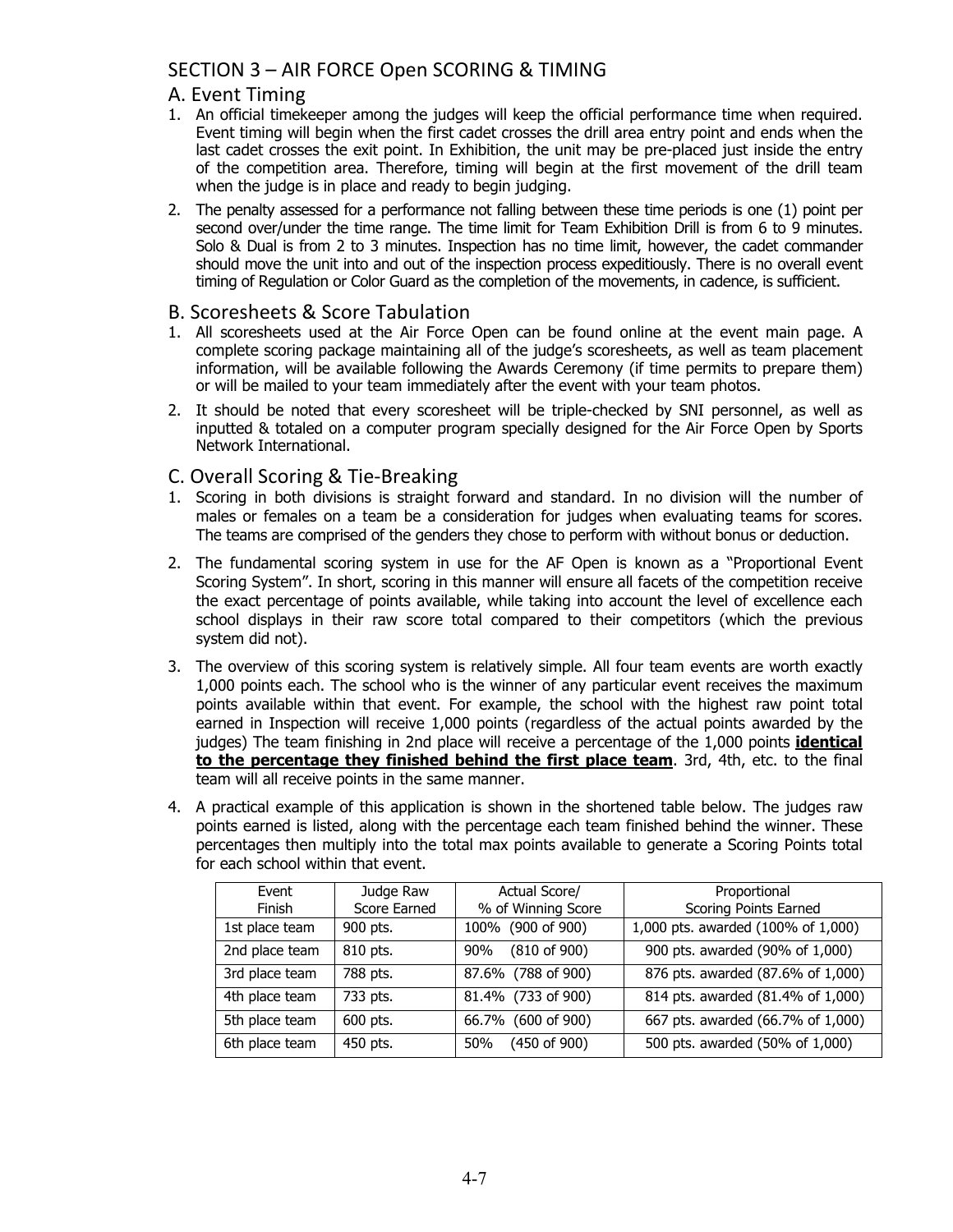## SECTION 3 – AIR FORCE Open SCORING & TIMING

### A. Event Timing

1. An official timekeeper among the judges will keep the official performance time when required. Event timing will begin when the first cadet crosses the drill area entry point and ends when the last cadet crosses the exit point. In Exhibition, the unit may be pre-placed just inside the entry of the competition area. Therefore, timing will begin at the first movement of the drill team when the judge is in place and ready to begin judging.
2. The penalty assessed for a performance not falling between these time periods is one (1) point per second over/under the time range. The time limit for Team Exhibition Drill is from 6 to 9 minutes. Solo & Dual is from 2 to 3 minutes. Inspection has no time limit, however, the cadet commander should move the unit into and out of the inspection process expeditiously. There is no overall event timing of Regulation or Color Guard as the completion of the movements, in cadence, is sufficient.

### B. Scoresheets & Score Tabulation

1. All scoresheets used at the Air Force Open can be found online at the event main page. A complete scoring package maintaining all of the judge's scoresheets, as well as team placement information, will be available following the Awards Ceremony (if time permits to prepare them) or will be mailed to your team immediately after the event with your team photos.
2. It should be noted that every scoresheet will be triple-checked by SNI personnel, as well as inputted & totaled on a computer program specially designed for the Air Force Open by Sports Network International.

### C. Overall Scoring & Tie-Breaking

1. Scoring in both divisions is straight forward and standard. In no division will the number of males or females on a team be a consideration for judges when evaluating teams for scores. The teams are comprised of the genders they chose to perform with without bonus or deduction.
2. The fundamental scoring system in use for the AF Open is known as a "Proportional Event Scoring System". In short, scoring in this manner will ensure all facets of the competition receive the exact percentage of points available, while taking into account the level of excellence each school displays in their raw score total compared to their competitors (which the previous system did not).
3. The overview of this scoring system is relatively simple. All four team events are worth exactly 1,000 points each. The school who is the winner of any particular event receives the maximum points available within that event. For example, the school with the highest raw point total earned in Inspection will receive 1,000 points (regardless of the actual points awarded by the judges) The team finishing in 2nd place will receive a percentage of the 1,000 points **identical to the percentage they finished behind the first place team**. 3rd, 4th, etc. to the final team will all receive points in the same manner.
4. A practical example of this application is shown in the shortened table below. The judges raw points earned is listed, along with the percentage each team finished behind the winner. These percentages then multiply into the total max points available to generate a Scoring Points total for each school within that event.

| Event Finish | Judge Raw Score Earned | Actual Score/ % of Winning Score | Proportional Scoring Points Earned |
|---|---|---|---|
| 1st place team | 900 pts. | 100% (900 of 900) | 1,000 pts. awarded (100% of 1,000) |
| 2nd place team | 810 pts. | 90% (810 of 900) | 900 pts. awarded (90% of 1,000) |
| 3rd place team | 788 pts. | 87.6% (788 of 900) | 876 pts. awarded (87.6% of 1,000) |
| 4th place team | 733 pts. | 81.4% (733 of 900) | 814 pts. awarded (81.4% of 1,000) |
| 5th place team | 600 pts. | 66.7% (600 of 900) | 667 pts. awarded (66.7% of 1,000) |
| 6th place team | 450 pts. | 50% (450 of 900) | 500 pts. awarded (50% of 1,000) |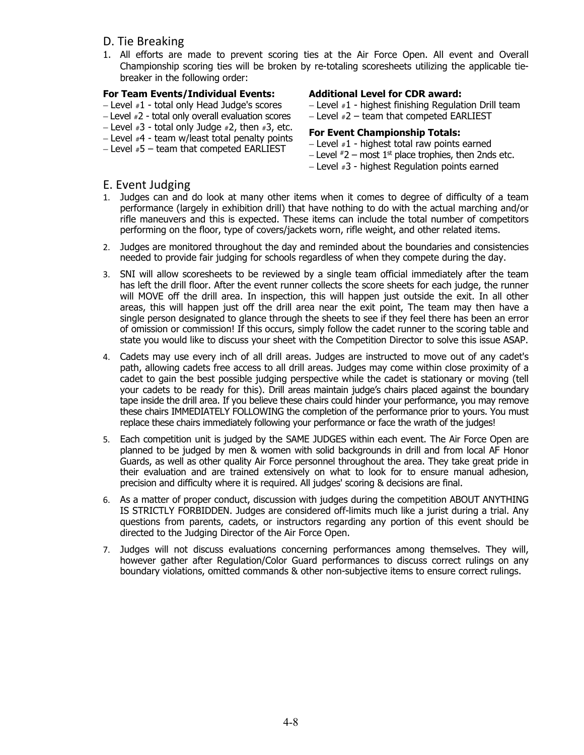## D. Tie Breaking

1. All efforts are made to prevent scoring ties at the Air Force Open. All event and Overall Championship scoring ties will be broken by re-totaling scoresheets utilizing the applicable tie-breaker in the following order:

**For Team Events/Individual Events:**

- Level #1 - total only Head Judge's scores
- Level #2 - total only overall evaluation scores
- Level #3 - total only Judge #2, then #3, etc.
- Level #4 - team w/least total penalty points
- Level #5 – team that competed EARLIEST

**Additional Level for CDR award:**

- Level #1 - highest finishing Regulation Drill team
- Level #2 – team that competed EARLIEST

**For Event Championship Totals:**

- Level #1 - highest total raw points earned
- Level #2 – most 1st place trophies, then 2nds etc.
- Level #3 - highest Regulation points earned

## E. Event Judging

1. Judges can and do look at many other items when it comes to degree of difficulty of a team performance (largely in exhibition drill) that have nothing to do with the actual marching and/or rifle maneuvers and this is expected. These items can include the total number of competitors performing on the floor, type of covers/jackets worn, rifle weight, and other related items.
2. Judges are monitored throughout the day and reminded about the boundaries and consistencies needed to provide fair judging for schools regardless of when they compete during the day.
3. SNI will allow scoresheets to be reviewed by a single team official immediately after the team has left the drill floor. After the event runner collects the score sheets for each judge, the runner will MOVE off the drill area. In inspection, this will happen just outside the exit. In all other areas, this will happen just off the drill area near the exit point, The team may then have a single person designated to glance through the sheets to see if they feel there has been an error of omission or commission! If this occurs, simply follow the cadet runner to the scoring table and state you would like to discuss your sheet with the Competition Director to solve this issue ASAP.
4. Cadets may use every inch of all drill areas. Judges are instructed to move out of any cadet's path, allowing cadets free access to all drill areas. Judges may come within close proximity of a cadet to gain the best possible judging perspective while the cadet is stationary or moving (tell your cadets to be ready for this). Drill areas maintain judge's chairs placed against the boundary tape inside the drill area. If you believe these chairs could hinder your performance, you may remove these chairs IMMEDIATELY FOLLOWING the completion of the performance prior to yours. You must replace these chairs immediately following your performance or face the wrath of the judges!
5. Each competition unit is judged by the SAME JUDGES within each event. The Air Force Open are planned to be judged by men & women with solid backgrounds in drill and from local AF Honor Guards, as well as other quality Air Force personnel throughout the area. They take great pride in their evaluation and are trained extensively on what to look for to ensure manual adhesion, precision and difficulty where it is required. All judges' scoring & decisions are final.
6. As a matter of proper conduct, discussion with judges during the competition ABOUT ANYTHING IS STRICTLY FORBIDDEN. Judges are considered off-limits much like a jurist during a trial. Any questions from parents, cadets, or instructors regarding any portion of this event should be directed to the Judging Director of the Air Force Open.
7. Judges will not discuss evaluations concerning performances among themselves. They will, however gather after Regulation/Color Guard performances to discuss correct rulings on any boundary violations, omitted commands & other non-subjective items to ensure correct rulings.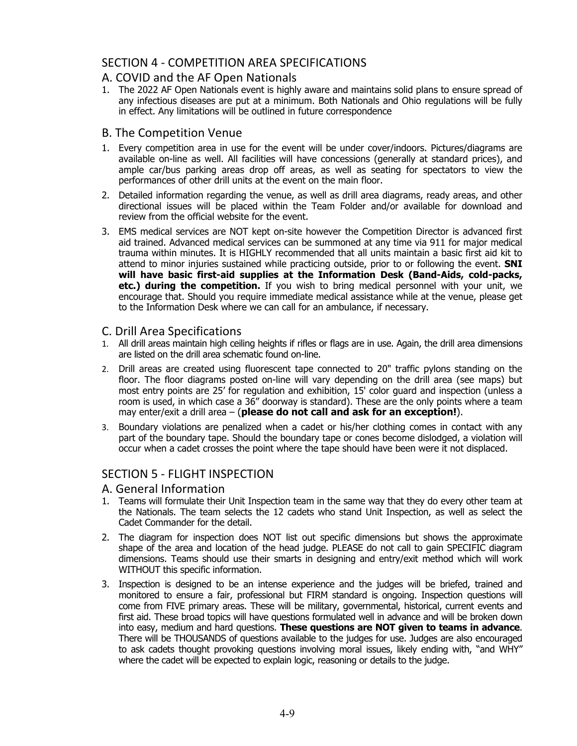## SECTION 4 - COMPETITION AREA SPECIFICATIONS

### A. COVID and the AF Open Nationals

1. The 2022 AF Open Nationals event is highly aware and maintains solid plans to ensure spread of any infectious diseases are put at a minimum. Both Nationals and Ohio regulations will be fully in effect. Any limitations will be outlined in future correspondence

### B. The Competition Venue

1. Every competition area in use for the event will be under cover/indoors. Pictures/diagrams are available on-line as well. All facilities will have concessions (generally at standard prices), and ample car/bus parking areas drop off areas, as well as seating for spectators to view the performances of other drill units at the event on the main floor.
2. Detailed information regarding the venue, as well as drill area diagrams, ready areas, and other directional issues will be placed within the Team Folder and/or available for download and review from the official website for the event.
3. EMS medical services are NOT kept on-site however the Competition Director is advanced first aid trained. Advanced medical services can be summoned at any time via 911 for major medical trauma within minutes. It is HIGHLY recommended that all units maintain a basic first aid kit to attend to minor injuries sustained while practicing outside, prior to or following the event. **SNI will have basic first-aid supplies at the Information Desk (Band-Aids, cold-packs, etc.) during the competition.** If you wish to bring medical personnel with your unit, we encourage that. Should you require immediate medical assistance while at the venue, please get to the Information Desk where we can call for an ambulance, if necessary.

### C. Drill Area Specifications

1. All drill areas maintain high ceiling heights if rifles or flags are in use. Again, the drill area dimensions are listed on the drill area schematic found on-line.
2. Drill areas are created using fluorescent tape connected to 20" traffic pylons standing on the floor. The floor diagrams posted on-line will vary depending on the drill area (see maps) but most entry points are 25' for regulation and exhibition, 15' color guard and inspection (unless a room is used, in which case a 36" doorway is standard). These are the only points where a team may enter/exit a drill area – (**please do not call and ask for an exception!**).
3. Boundary violations are penalized when a cadet or his/her clothing comes in contact with any part of the boundary tape. Should the boundary tape or cones become dislodged, a violation will occur when a cadet crosses the point where the tape should have been were it not displaced.

## SECTION 5 - FLIGHT INSPECTION

### A. General Information

1. Teams will formulate their Unit Inspection team in the same way that they do every other team at the Nationals. The team selects the 12 cadets who stand Unit Inspection, as well as select the Cadet Commander for the detail.
2. The diagram for inspection does NOT list out specific dimensions but shows the approximate shape of the area and location of the head judge. PLEASE do not call to gain SPECIFIC diagram dimensions. Teams should use their smarts in designing and entry/exit method which will work WITHOUT this specific information.
3. Inspection is designed to be an intense experience and the judges will be briefed, trained and monitored to ensure a fair, professional but FIRM standard is ongoing. Inspection questions will come from FIVE primary areas. These will be military, governmental, historical, current events and first aid. These broad topics will have questions formulated well in advance and will be broken down into easy, medium and hard questions. **These questions are NOT given to teams in advance**. There will be THOUSANDS of questions available to the judges for use. Judges are also encouraged to ask cadets thought provoking questions involving moral issues, likely ending with, "and WHY" where the cadet will be expected to explain logic, reasoning or details to the judge.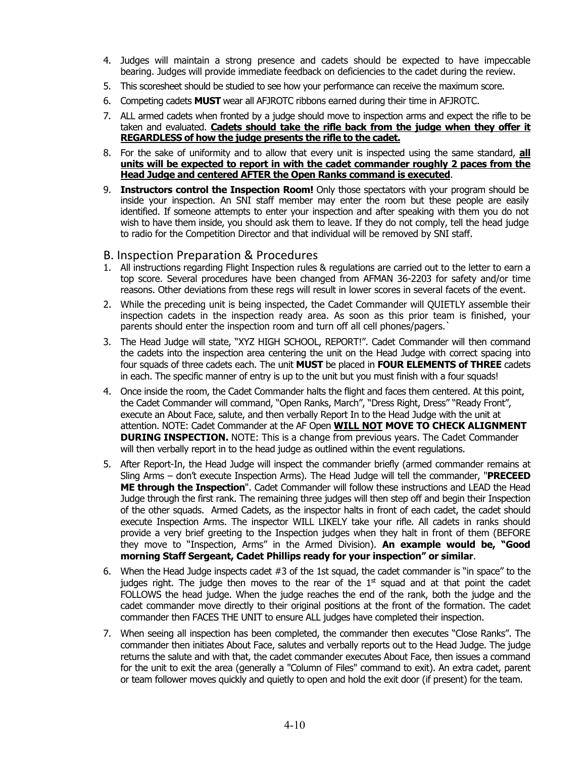4. Judges will maintain a strong presence and cadets should be expected to have impeccable bearing. Judges will provide immediate feedback on deficiencies to the cadet during the review.
5. This scoresheet should be studied to see how your performance can receive the maximum score.
6. Competing cadets **MUST** wear all AFJROTC ribbons earned during their time in AFJROTC.
7. ALL armed cadets when fronted by a judge should move to inspection arms and expect the rifle to be taken and evaluated. **Cadets should take the rifle back from the judge when they offer it REGARDLESS of how the judge presents the rifle to the cadet.**
8. For the sake of uniformity and to allow that every unit is inspected using the same standard, **all units will be expected to report in with the cadet commander roughly 2 paces from the Head Judge and centered AFTER the Open Ranks command is executed**.
9. **Instructors control the Inspection Room!** Only those spectators with your program should be inside your inspection. An SNI staff member may enter the room but these people are easily identified. If someone attempts to enter your inspection and after speaking with them you do not wish to have them inside, you should ask them to leave. If they do not comply, tell the head judge to radio for the Competition Director and that individual will be removed by SNI staff.

## B. Inspection Preparation & Procedures

1. All instructions regarding Flight Inspection rules & regulations are carried out to the letter to earn a top score. Several procedures have been changed from AFMAN 36-2203 for safety and/or time reasons. Other deviations from these regs will result in lower scores in several facets of the event.
2. While the preceding unit is being inspected, the Cadet Commander will QUIETLY assemble their inspection cadets in the inspection ready area. As soon as this prior team is finished, your parents should enter the inspection room and turn off all cell phones/pagers.`
3. The Head Judge will state, "XYZ HIGH SCHOOL, REPORT!". Cadet Commander will then command the cadets into the inspection area centering the unit on the Head Judge with correct spacing into four squads of three cadets each. The unit **MUST** be placed in **FOUR ELEMENTS of THREE** cadets in each. The specific manner of entry is up to the unit but you must finish with a four squads!
4. Once inside the room, the Cadet Commander halts the flight and faces them centered. At this point, the Cadet Commander will command, "Open Ranks, March", "Dress Right, Dress" "Ready Front", execute an About Face, salute, and then verbally Report In to the Head Judge with the unit at attention. NOTE: Cadet Commander at the AF Open **WILL NOT MOVE TO CHECK ALIGNMENT DURING INSPECTION.** NOTE: This is a change from previous years. The Cadet Commander will then verbally report in to the head judge as outlined within the event regulations.
5. After Report-In, the Head Judge will inspect the commander briefly (armed commander remains at Sling Arms – don't execute Inspection Arms). The Head Judge will tell the commander, "**PRECEED ME through the Inspection**". Cadet Commander will follow these instructions and LEAD the Head Judge through the first rank. The remaining three judges will then step off and begin their Inspection of the other squads. Armed Cadets, as the inspector halts in front of each cadet, the cadet should execute Inspection Arms. The inspector WILL LIKELY take your rifle. All cadets in ranks should provide a very brief greeting to the Inspection judges when they halt in front of them (BEFORE they move to "Inspection, Arms" in the Armed Division). **An example would be, "Good morning Staff Sergeant, Cadet Phillips ready for your inspection" or similar**.
6. When the Head Judge inspects cadet #3 of the 1st squad, the cadet commander is "in space" to the judges right. The judge then moves to the rear of the 1st squad and at that point the cadet FOLLOWS the head judge. When the judge reaches the end of the rank, both the judge and the cadet commander move directly to their original positions at the front of the formation. The cadet commander then FACES THE UNIT to ensure ALL judges have completed their inspection.
7. When seeing all inspection has been completed, the commander then executes "Close Ranks". The commander then initiates About Face, salutes and verbally reports out to the Head Judge. The judge returns the salute and with that, the cadet commander executes About Face, then issues a command for the unit to exit the area (generally a "Column of Files" command to exit). An extra cadet, parent or team follower moves quickly and quietly to open and hold the exit door (if present) for the team.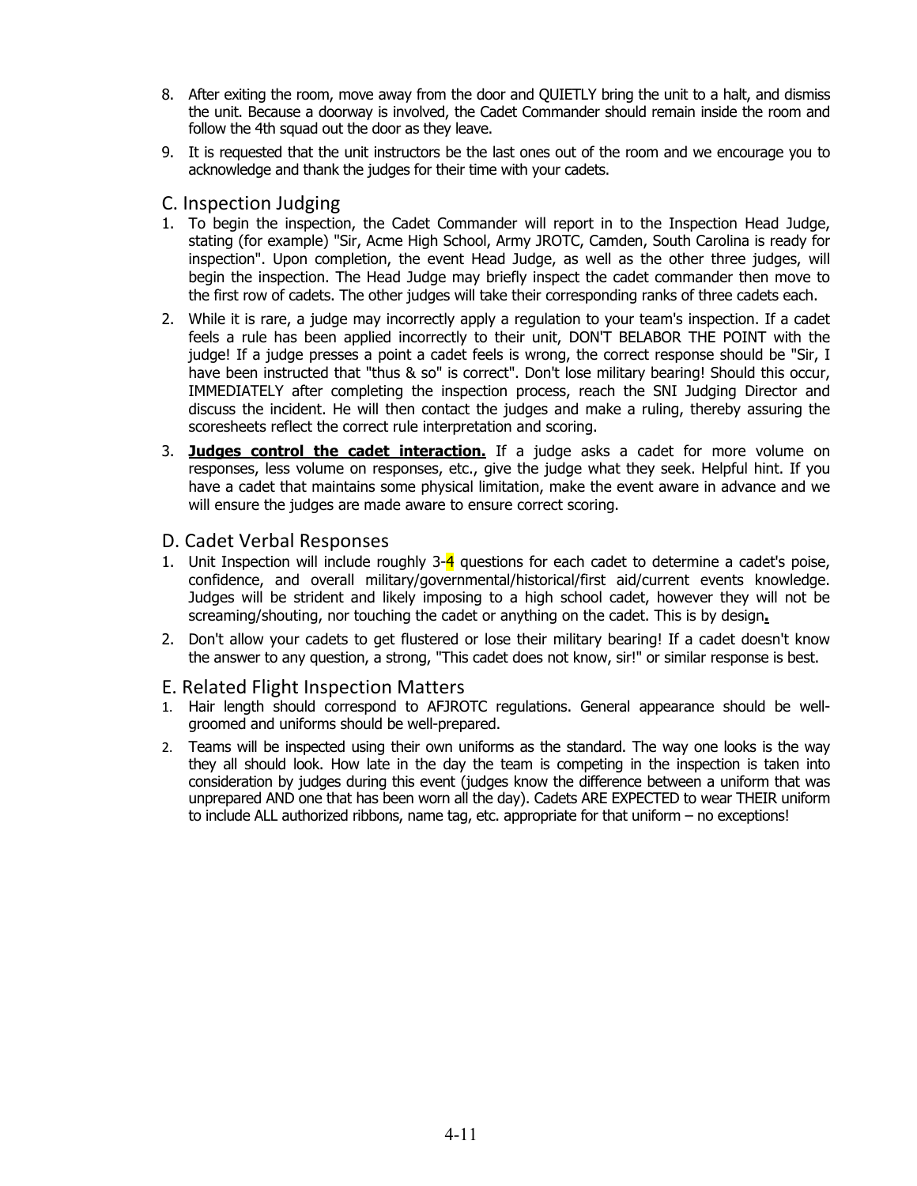8. After exiting the room, move away from the door and QUIETLY bring the unit to a halt, and dismiss the unit. Because a doorway is involved, the Cadet Commander should remain inside the room and follow the 4th squad out the door as they leave.
9. It is requested that the unit instructors be the last ones out of the room and we encourage you to acknowledge and thank the judges for their time with your cadets.

## C. Inspection Judging

1. To begin the inspection, the Cadet Commander will report in to the Inspection Head Judge, stating (for example) "Sir, Acme High School, Army JROTC, Camden, South Carolina is ready for inspection". Upon completion, the event Head Judge, as well as the other three judges, will begin the inspection. The Head Judge may briefly inspect the cadet commander then move to the first row of cadets. The other judges will take their corresponding ranks of three cadets each.
2. While it is rare, a judge may incorrectly apply a regulation to your team's inspection. If a cadet feels a rule has been applied incorrectly to their unit, DON'T BELABOR THE POINT with the judge! If a judge presses a point a cadet feels is wrong, the correct response should be "Sir, I have been instructed that "thus & so" is correct". Don't lose military bearing! Should this occur, IMMEDIATELY after completing the inspection process, reach the SNI Judging Director and discuss the incident. He will then contact the judges and make a ruling, thereby assuring the scoresheets reflect the correct rule interpretation and scoring.
3. **Judges control the cadet interaction.** If a judge asks a cadet for more volume on responses, less volume on responses, etc., give the judge what they seek. Helpful hint. If you have a cadet that maintains some physical limitation, make the event aware in advance and we will ensure the judges are made aware to ensure correct scoring.

## D. Cadet Verbal Responses

1. Unit Inspection will include roughly 3-4 questions for each cadet to determine a cadet's poise, confidence, and overall military/governmental/historical/first aid/current events knowledge. Judges will be strident and likely imposing to a high school cadet, however they will not be screaming/shouting, nor touching the cadet or anything on the cadet. This is by design**.**
2. Don't allow your cadets to get flustered or lose their military bearing! If a cadet doesn't know the answer to any question, a strong, "This cadet does not know, sir!" or similar response is best.

## E. Related Flight Inspection Matters

1. Hair length should correspond to AFJROTC regulations. General appearance should be well-groomed and uniforms should be well-prepared.
2. Teams will be inspected using their own uniforms as the standard. The way one looks is the way they all should look. How late in the day the team is competing in the inspection is taken into consideration by judges during this event (judges know the difference between a uniform that was unprepared AND one that has been worn all the day). Cadets ARE EXPECTED to wear THEIR uniform to include ALL authorized ribbons, name tag, etc. appropriate for that uniform – no exceptions!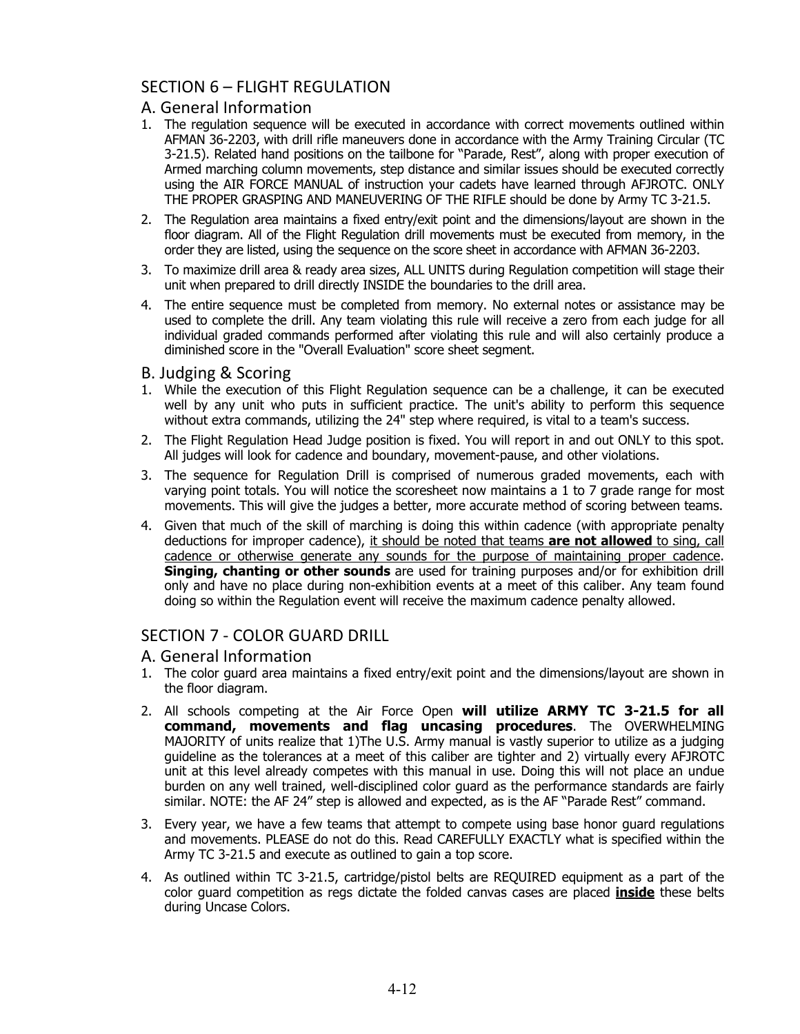## SECTION 6 – FLIGHT REGULATION

### A. General Information

1. The regulation sequence will be executed in accordance with correct movements outlined within AFMAN 36-2203, with drill rifle maneuvers done in accordance with the Army Training Circular (TC 3-21.5). Related hand positions on the tailbone for "Parade, Rest", along with proper execution of Armed marching column movements, step distance and similar issues should be executed correctly using the AIR FORCE MANUAL of instruction your cadets have learned through AFJROTC. ONLY THE PROPER GRASPING AND MANEUVERING OF THE RIFLE should be done by Army TC 3-21.5.
2. The Regulation area maintains a fixed entry/exit point and the dimensions/layout are shown in the floor diagram. All of the Flight Regulation drill movements must be executed from memory, in the order they are listed, using the sequence on the score sheet in accordance with AFMAN 36-2203.
3. To maximize drill area & ready area sizes, ALL UNITS during Regulation competition will stage their unit when prepared to drill directly INSIDE the boundaries to the drill area.
4. The entire sequence must be completed from memory. No external notes or assistance may be used to complete the drill. Any team violating this rule will receive a zero from each judge for all individual graded commands performed after violating this rule and will also certainly produce a diminished score in the "Overall Evaluation" score sheet segment.

### B. Judging & Scoring

1. While the execution of this Flight Regulation sequence can be a challenge, it can be executed well by any unit who puts in sufficient practice. The unit's ability to perform this sequence without extra commands, utilizing the 24" step where required, is vital to a team's success.
2. The Flight Regulation Head Judge position is fixed. You will report in and out ONLY to this spot. All judges will look for cadence and boundary, movement-pause, and other violations.
3. The sequence for Regulation Drill is comprised of numerous graded movements, each with varying point totals. You will notice the scoresheet now maintains a 1 to 7 grade range for most movements. This will give the judges a better, more accurate method of scoring between teams.
4. Given that much of the skill of marching is doing this within cadence (with appropriate penalty deductions for improper cadence), it should be noted that teams **are not allowed** to sing, call cadence or otherwise generate any sounds for the purpose of maintaining proper cadence. **Singing, chanting or other sounds** are used for training purposes and/or for exhibition drill only and have no place during non-exhibition events at a meet of this caliber. Any team found doing so within the Regulation event will receive the maximum cadence penalty allowed.

## SECTION 7 - COLOR GUARD DRILL

### A. General Information

1. The color guard area maintains a fixed entry/exit point and the dimensions/layout are shown in the floor diagram.
2. All schools competing at the Air Force Open **will utilize ARMY TC 3-21.5 for all command, movements and flag uncasing procedures**. The OVERWHELMING MAJORITY of units realize that 1)The U.S. Army manual is vastly superior to utilize as a judging guideline as the tolerances at a meet of this caliber are tighter and 2) virtually every AFJROTC unit at this level already competes with this manual in use. Doing this will not place an undue burden on any well trained, well-disciplined color guard as the performance standards are fairly similar. NOTE: the AF 24" step is allowed and expected, as is the AF "Parade Rest" command.
3. Every year, we have a few teams that attempt to compete using base honor guard regulations and movements. PLEASE do not do this. Read CAREFULLY EXACTLY what is specified within the Army TC 3-21.5 and execute as outlined to gain a top score.
4. As outlined within TC 3-21.5, cartridge/pistol belts are REQUIRED equipment as a part of the color guard competition as regs dictate the folded canvas cases are placed **inside** these belts during Uncase Colors.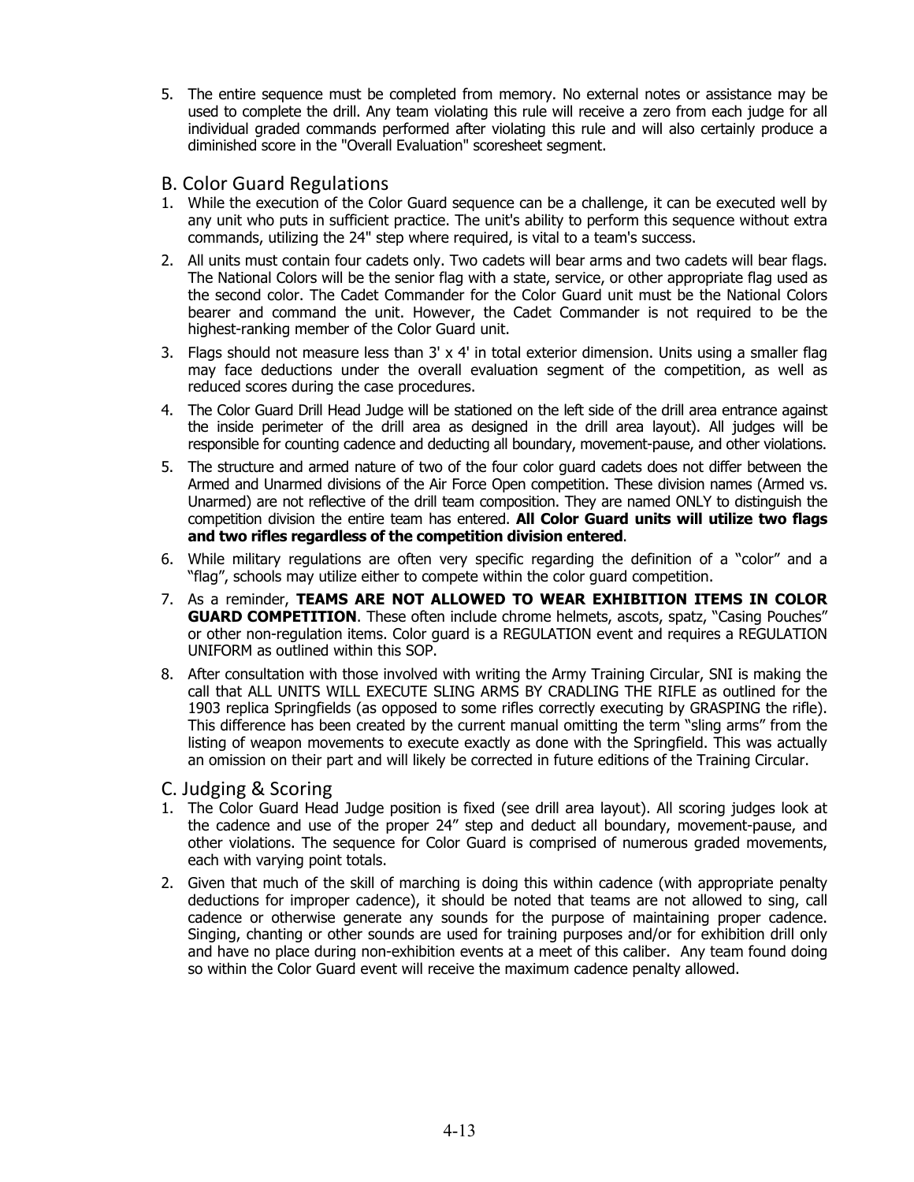5. The entire sequence must be completed from memory. No external notes or assistance may be used to complete the drill. Any team violating this rule will receive a zero from each judge for all individual graded commands performed after violating this rule and will also certainly produce a diminished score in the "Overall Evaluation" scoresheet segment.

## B. Color Guard Regulations

1. While the execution of the Color Guard sequence can be a challenge, it can be executed well by any unit who puts in sufficient practice. The unit's ability to perform this sequence without extra commands, utilizing the 24" step where required, is vital to a team's success.
2. All units must contain four cadets only. Two cadets will bear arms and two cadets will bear flags. The National Colors will be the senior flag with a state, service, or other appropriate flag used as the second color. The Cadet Commander for the Color Guard unit must be the National Colors bearer and command the unit. However, the Cadet Commander is not required to be the highest-ranking member of the Color Guard unit.
3. Flags should not measure less than 3' x 4' in total exterior dimension. Units using a smaller flag may face deductions under the overall evaluation segment of the competition, as well as reduced scores during the case procedures.
4. The Color Guard Drill Head Judge will be stationed on the left side of the drill area entrance against the inside perimeter of the drill area as designed in the drill area layout). All judges will be responsible for counting cadence and deducting all boundary, movement-pause, and other violations.
5. The structure and armed nature of two of the four color guard cadets does not differ between the Armed and Unarmed divisions of the Air Force Open competition. These division names (Armed vs. Unarmed) are not reflective of the drill team composition. They are named ONLY to distinguish the competition division the entire team has entered. **All Color Guard units will utilize two flags and two rifles regardless of the competition division entered**.
6. While military regulations are often very specific regarding the definition of a "color" and a "flag", schools may utilize either to compete within the color guard competition.
7. As a reminder, **TEAMS ARE NOT ALLOWED TO WEAR EXHIBITION ITEMS IN COLOR GUARD COMPETITION**. These often include chrome helmets, ascots, spatz, "Casing Pouches" or other non-regulation items. Color guard is a REGULATION event and requires a REGULATION UNIFORM as outlined within this SOP.
8. After consultation with those involved with writing the Army Training Circular, SNI is making the call that ALL UNITS WILL EXECUTE SLING ARMS BY CRADLING THE RIFLE as outlined for the 1903 replica Springfields (as opposed to some rifles correctly executing by GRASPING the rifle). This difference has been created by the current manual omitting the term "sling arms" from the listing of weapon movements to execute exactly as done with the Springfield. This was actually an omission on their part and will likely be corrected in future editions of the Training Circular.

## C. Judging & Scoring

1. The Color Guard Head Judge position is fixed (see drill area layout). All scoring judges look at the cadence and use of the proper 24" step and deduct all boundary, movement-pause, and other violations. The sequence for Color Guard is comprised of numerous graded movements, each with varying point totals.
2. Given that much of the skill of marching is doing this within cadence (with appropriate penalty deductions for improper cadence), it should be noted that teams are not allowed to sing, call cadence or otherwise generate any sounds for the purpose of maintaining proper cadence. Singing, chanting or other sounds are used for training purposes and/or for exhibition drill only and have no place during non-exhibition events at a meet of this caliber. Any team found doing so within the Color Guard event will receive the maximum cadence penalty allowed.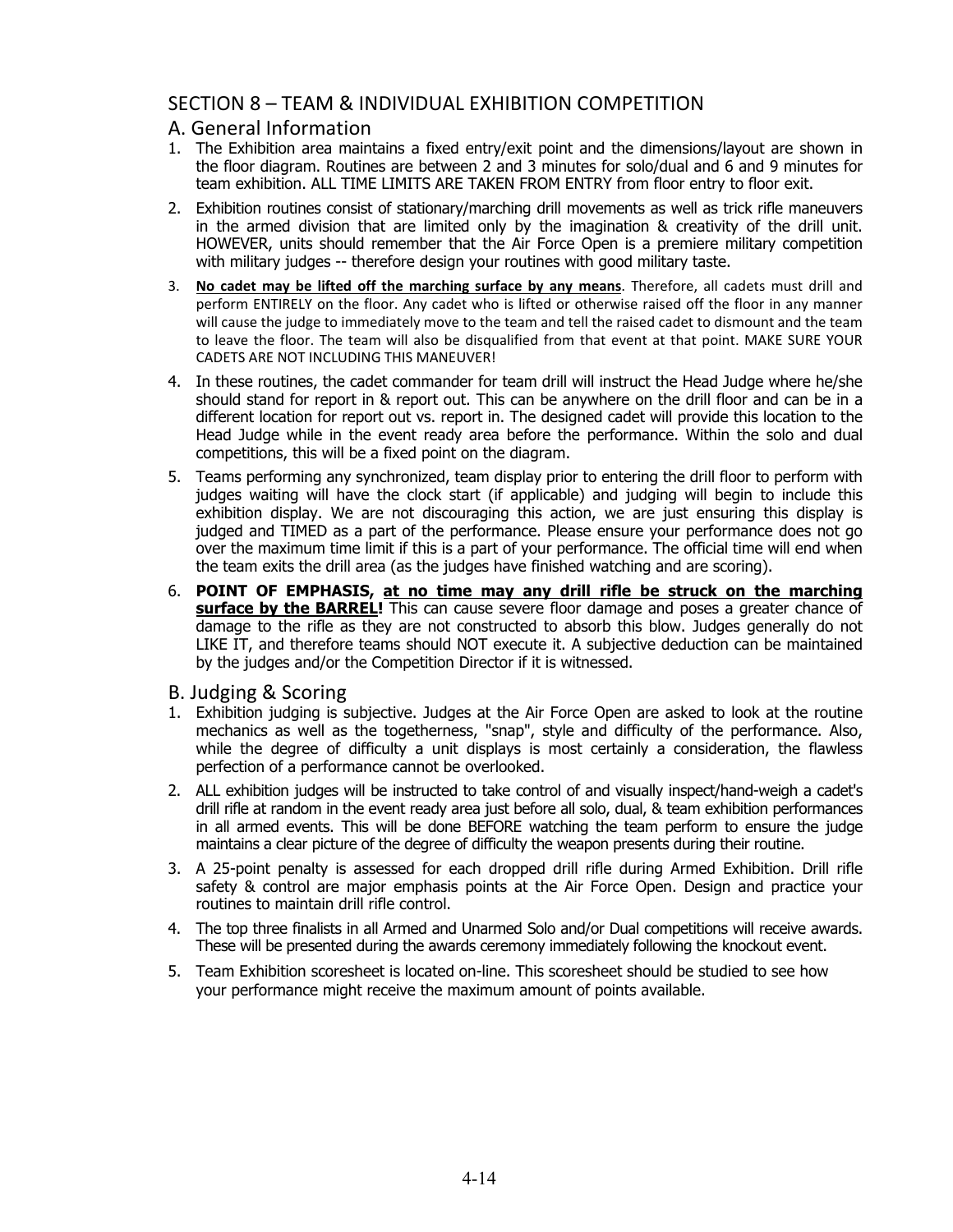## SECTION 8 – TEAM & INDIVIDUAL EXHIBITION COMPETITION

### A. General Information

1. The Exhibition area maintains a fixed entry/exit point and the dimensions/layout are shown in the floor diagram. Routines are between 2 and 3 minutes for solo/dual and 6 and 9 minutes for team exhibition. ALL TIME LIMITS ARE TAKEN FROM ENTRY from floor entry to floor exit.
2. Exhibition routines consist of stationary/marching drill movements as well as trick rifle maneuvers in the armed division that are limited only by the imagination & creativity of the drill unit. HOWEVER, units should remember that the Air Force Open is a premiere military competition with military judges -- therefore design your routines with good military taste.
3. **No cadet may be lifted off the marching surface by any means**. Therefore, all cadets must drill and perform ENTIRELY on the floor. Any cadet who is lifted or otherwise raised off the floor in any manner will cause the judge to immediately move to the team and tell the raised cadet to dismount and the team to leave the floor. The team will also be disqualified from that event at that point. MAKE SURE YOUR CADETS ARE NOT INCLUDING THIS MANEUVER!
4. In these routines, the cadet commander for team drill will instruct the Head Judge where he/she should stand for report in & report out. This can be anywhere on the drill floor and can be in a different location for report out vs. report in. The designed cadet will provide this location to the Head Judge while in the event ready area before the performance. Within the solo and dual competitions, this will be a fixed point on the diagram.
5. Teams performing any synchronized, team display prior to entering the drill floor to perform with judges waiting will have the clock start (if applicable) and judging will begin to include this exhibition display. We are not discouraging this action, we are just ensuring this display is judged and TIMED as a part of the performance. Please ensure your performance does not go over the maximum time limit if this is a part of your performance. The official time will end when the team exits the drill area (as the judges have finished watching and are scoring).
6. **POINT OF EMPHASIS, at no time may any drill rifle be struck on the marching surface by the BARREL!** This can cause severe floor damage and poses a greater chance of damage to the rifle as they are not constructed to absorb this blow. Judges generally do not LIKE IT, and therefore teams should NOT execute it. A subjective deduction can be maintained by the judges and/or the Competition Director if it is witnessed.

### B. Judging & Scoring

1. Exhibition judging is subjective. Judges at the Air Force Open are asked to look at the routine mechanics as well as the togetherness, "snap", style and difficulty of the performance. Also, while the degree of difficulty a unit displays is most certainly a consideration, the flawless perfection of a performance cannot be overlooked.
2. ALL exhibition judges will be instructed to take control of and visually inspect/hand-weigh a cadet's drill rifle at random in the event ready area just before all solo, dual, & team exhibition performances in all armed events. This will be done BEFORE watching the team perform to ensure the judge maintains a clear picture of the degree of difficulty the weapon presents during their routine.
3. A 25-point penalty is assessed for each dropped drill rifle during Armed Exhibition. Drill rifle safety & control are major emphasis points at the Air Force Open. Design and practice your routines to maintain drill rifle control.
4. The top three finalists in all Armed and Unarmed Solo and/or Dual competitions will receive awards. These will be presented during the awards ceremony immediately following the knockout event.
5. Team Exhibition scoresheet is located on-line. This scoresheet should be studied to see how your performance might receive the maximum amount of points available.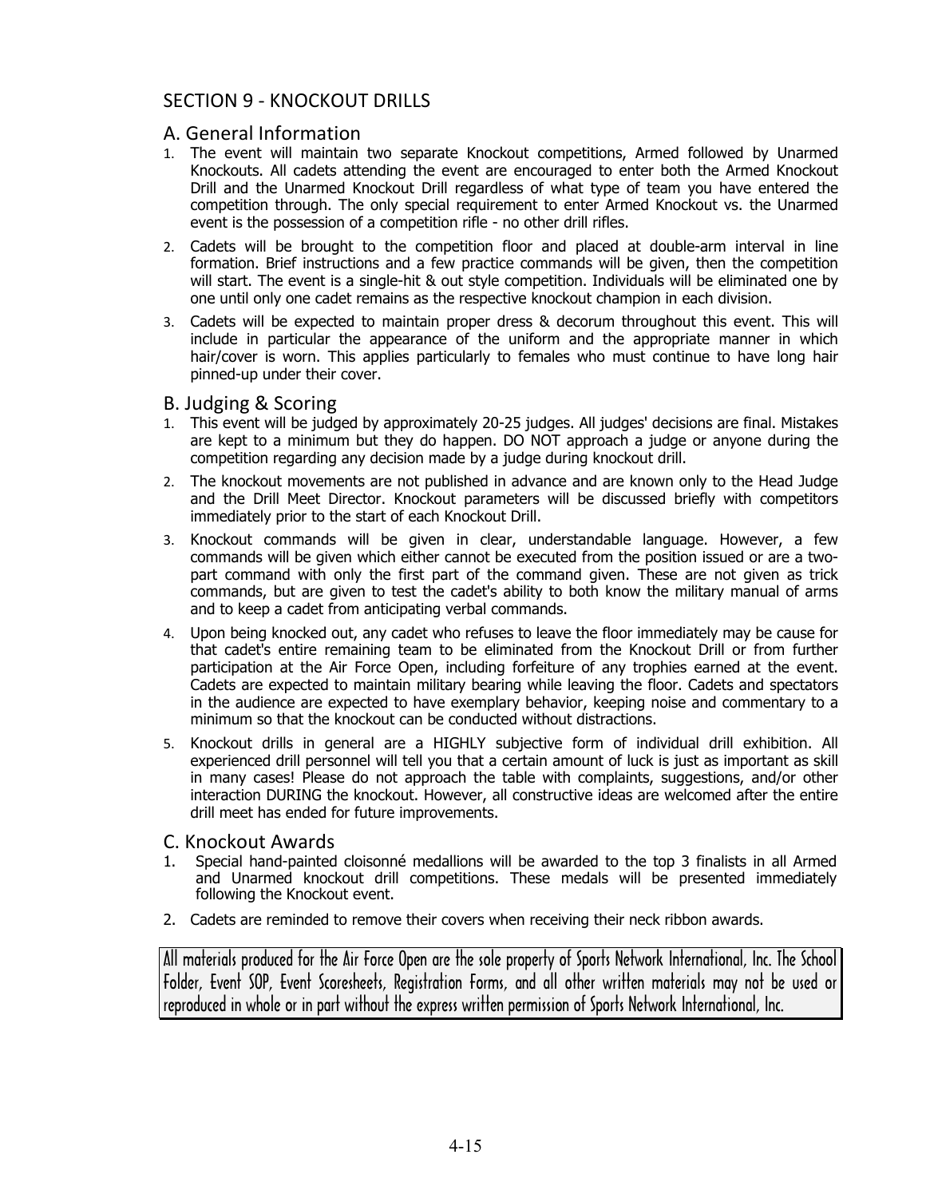## SECTION 9 - KNOCKOUT DRILLS

### A. General Information

1. The event will maintain two separate Knockout competitions, Armed followed by Unarmed Knockouts. All cadets attending the event are encouraged to enter both the Armed Knockout Drill and the Unarmed Knockout Drill regardless of what type of team you have entered the competition through. The only special requirement to enter Armed Knockout vs. the Unarmed event is the possession of a competition rifle - no other drill rifles.
2. Cadets will be brought to the competition floor and placed at double-arm interval in line formation. Brief instructions and a few practice commands will be given, then the competition will start. The event is a single-hit & out style competition. Individuals will be eliminated one by one until only one cadet remains as the respective knockout champion in each division.
3. Cadets will be expected to maintain proper dress & decorum throughout this event. This will include in particular the appearance of the uniform and the appropriate manner in which hair/cover is worn. This applies particularly to females who must continue to have long hair pinned-up under their cover.

### B. Judging & Scoring

1. This event will be judged by approximately 20-25 judges. All judges' decisions are final. Mistakes are kept to a minimum but they do happen. DO NOT approach a judge or anyone during the competition regarding any decision made by a judge during knockout drill.
2. The knockout movements are not published in advance and are known only to the Head Judge and the Drill Meet Director. Knockout parameters will be discussed briefly with competitors immediately prior to the start of each Knockout Drill.
3. Knockout commands will be given in clear, understandable language. However, a few commands will be given which either cannot be executed from the position issued or are a two-part command with only the first part of the command given. These are not given as trick commands, but are given to test the cadet's ability to both know the military manual of arms and to keep a cadet from anticipating verbal commands.
4. Upon being knocked out, any cadet who refuses to leave the floor immediately may be cause for that cadet's entire remaining team to be eliminated from the Knockout Drill or from further participation at the Air Force Open, including forfeiture of any trophies earned at the event. Cadets are expected to maintain military bearing while leaving the floor. Cadets and spectators in the audience are expected to have exemplary behavior, keeping noise and commentary to a minimum so that the knockout can be conducted without distractions.
5. Knockout drills in general are a HIGHLY subjective form of individual drill exhibition. All experienced drill personnel will tell you that a certain amount of luck is just as important as skill in many cases! Please do not approach the table with complaints, suggestions, and/or other interaction DURING the knockout. However, all constructive ideas are welcomed after the entire drill meet has ended for future improvements.

### C. Knockout Awards

1. Special hand-painted cloisonné medallions will be awarded to the top 3 finalists in all Armed and Unarmed knockout drill competitions. These medals will be presented immediately following the Knockout event.
2. Cadets are reminded to remove their covers when receiving their neck ribbon awards.

All materials produced for the Air Force Open are the sole property of Sports Network International, Inc. The School Folder, Event SOP, Event Scoresheets, Registration Forms, and all other written materials may not be used or reproduced in whole or in part without the express written permission of Sports Network International, Inc.